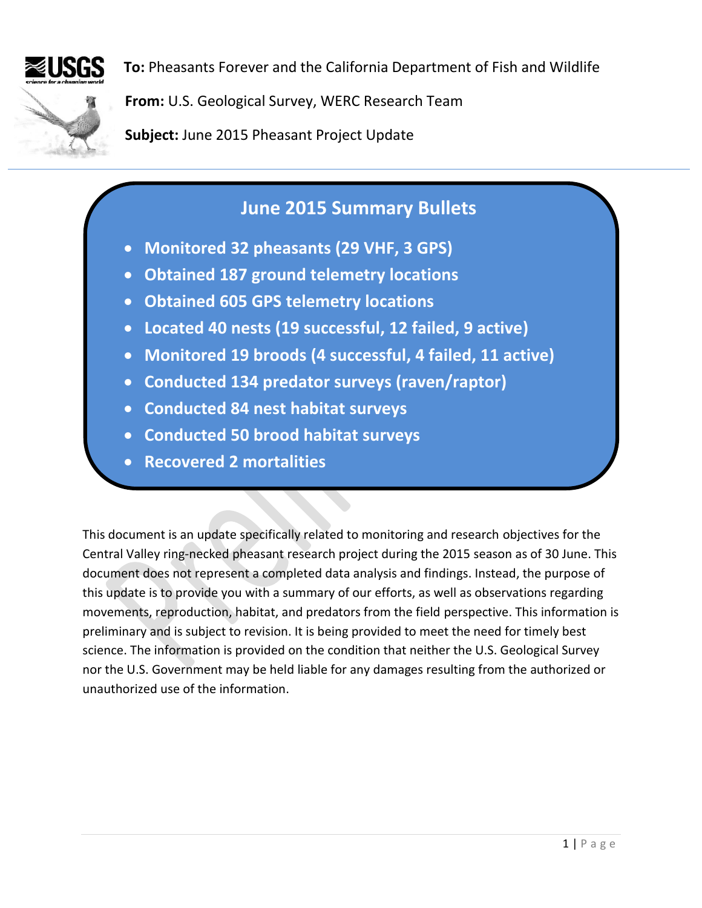**To:** Pheasants Forever and the California Department of Fish and Wildlife

**From:** U.S. Geological Survey, WERC Research Team

**Subject:** June 2015 Pheasant Project Update

## June 2015 Summary Bullets

- **Monitored 32 pheasants (29 VHF, 3 GPS)**
- **Obtained 187 ground telemetry locations**
- **Obtained 605 GPS telemetry locations**
- **Located 40 nests (19 successful, 12 failed, 9 active)**
- **Monitored 19 broods (4 successful, 4 failed, 11 active)**
- **Conducted 134 predator surveys (raven/raptor)**
- **Conducted 84 nest habitat surveys**
- **Conducted 50 brood habitat surveys**
- **Recovered 2 mortalities**

This document is an update specifically related to monitoring and research objectives for the Central Valley ring-necked pheasant research project during the 2015 season as of 30 June. This document does not represent a completed data analysis and findings. Instead, the purpose of this update is to provide you with a summary of our efforts, as well as observations regarding movements, reproduction, habitat, and predators from the field perspective. This information is preliminary and is subject to revision. It is being provided to meet the need for timely best science. The information is provided on the condition that neither the U.S. Geological Survey nor the U.S. Government may be held liable for any damages resulting from the authorized or unauthorized use of the information.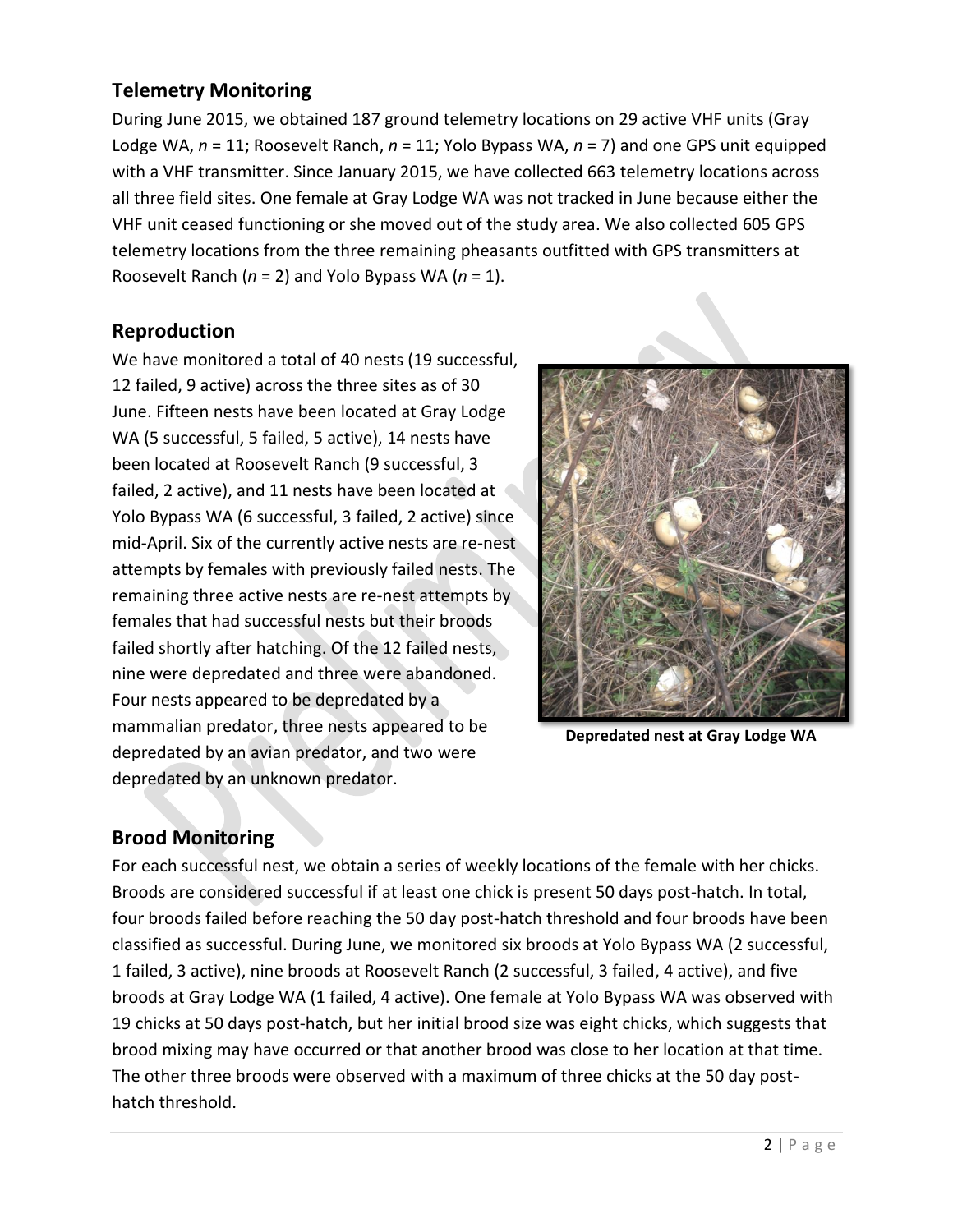## Telemetry Monitoring

During June 2015, we obtained 187 ground telemetry locations on 29 active VHF units (Gray Lodge WA, $n$ = 11; Roosevelt Ranch, $n$ = 11; Yolo Bypass WA, $n$ = 7) and one GPS unit equipped with a VHF transmitter. Since January 2015, we have collected 663 telemetry locations across all three field sites. One female at Gray Lodge WA was not tracked in June because either the VHF unit ceased functioning or she moved out of the study area. We also collected 605 GPS telemetry locations from the three remaining pheasants outfitted with GPS transmitters at Roosevelt Ranch ($n$ = 2) and Yolo Bypass WA ($n$ = 1).

## Reproduction

We have monitored a total of 40 nests (19 successful, 12 failed, 9 active) across the three sites as of 30 June. Fifteen nests have been located at Gray Lodge WA (5 successful, 5 failed, 5 active), 14 nests have been located at Roosevelt Ranch (9 successful, 3 failed, 2 active), and 11 nests have been located at Yolo Bypass WA (6 successful, 3 failed, 2 active) since mid-April. Six of the currently active nests are re-nest attempts by females with previously failed nests. The remaining three active nests are re-nest attempts by females that had successful nests but their broods failed shortly after hatching. Of the 12 failed nests, nine were depredated and three were abandoned. Four nests appeared to be depredated by a mammalian predator, three nests appeared to be depredated by an avian predator, and two were depredated by an unknown predator.

**Depredated nest at Gray Lodge WA**

## Brood Monitoring

For each successful nest, we obtain a series of weekly locations of the female with her chicks. Broods are considered successful if at least one chick is present 50 days post-hatch. In total, four broods failed before reaching the 50 day post-hatch threshold and four broods have been classified as successful. During June, we monitored six broods at Yolo Bypass WA (2 successful, 1 failed, 3 active), nine broods at Roosevelt Ranch (2 successful, 3 failed, 4 active), and five broods at Gray Lodge WA (1 failed, 4 active). One female at Yolo Bypass WA was observed with 19 chicks at 50 days post-hatch, but her initial brood size was eight chicks, which suggests that brood mixing may have occurred or that another brood was close to her location at that time. The other three broods were observed with a maximum of three chicks at the 50 day post-hatch threshold.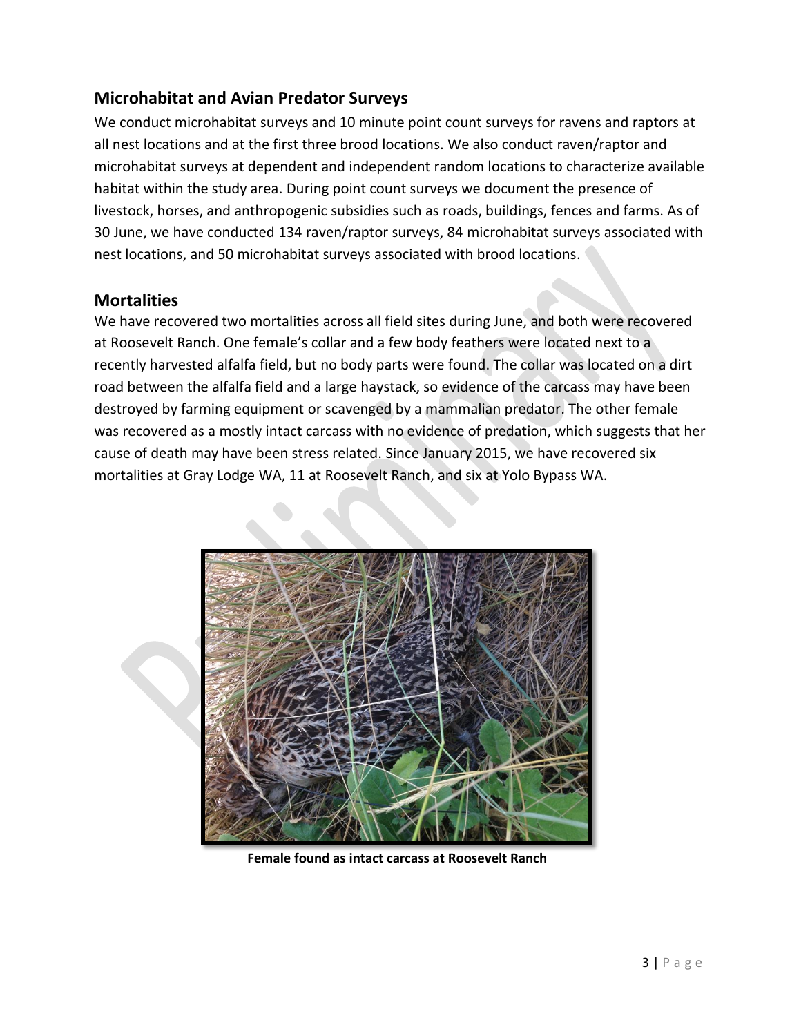## Microhabitat and Avian Predator Surveys

We conduct microhabitat surveys and 10 minute point count surveys for ravens and raptors at all nest locations and at the first three brood locations. We also conduct raven/raptor and microhabitat surveys at dependent and independent random locations to characterize available habitat within the study area. During point count surveys we document the presence of livestock, horses, and anthropogenic subsidies such as roads, buildings, fences and farms. As of 30 June, we have conducted 134 raven/raptor surveys, 84 microhabitat surveys associated with nest locations, and 50 microhabitat surveys associated with brood locations.

## Mortalities

We have recovered two mortalities across all field sites during June, and both were recovered at Roosevelt Ranch. One female's collar and a few body feathers were located next to a recently harvested alfalfa field, but no body parts were found. The collar was located on a dirt road between the alfalfa field and a large haystack, so evidence of the carcass may have been destroyed by farming equipment or scavenged by a mammalian predator. The other female was recovered as a mostly intact carcass with no evidence of predation, which suggests that her cause of death may have been stress related. Since January 2015, we have recovered six mortalities at Gray Lodge WA, 11 at Roosevelt Ranch, and six at Yolo Bypass WA.

**Female found as intact carcass at Roosevelt Ranch**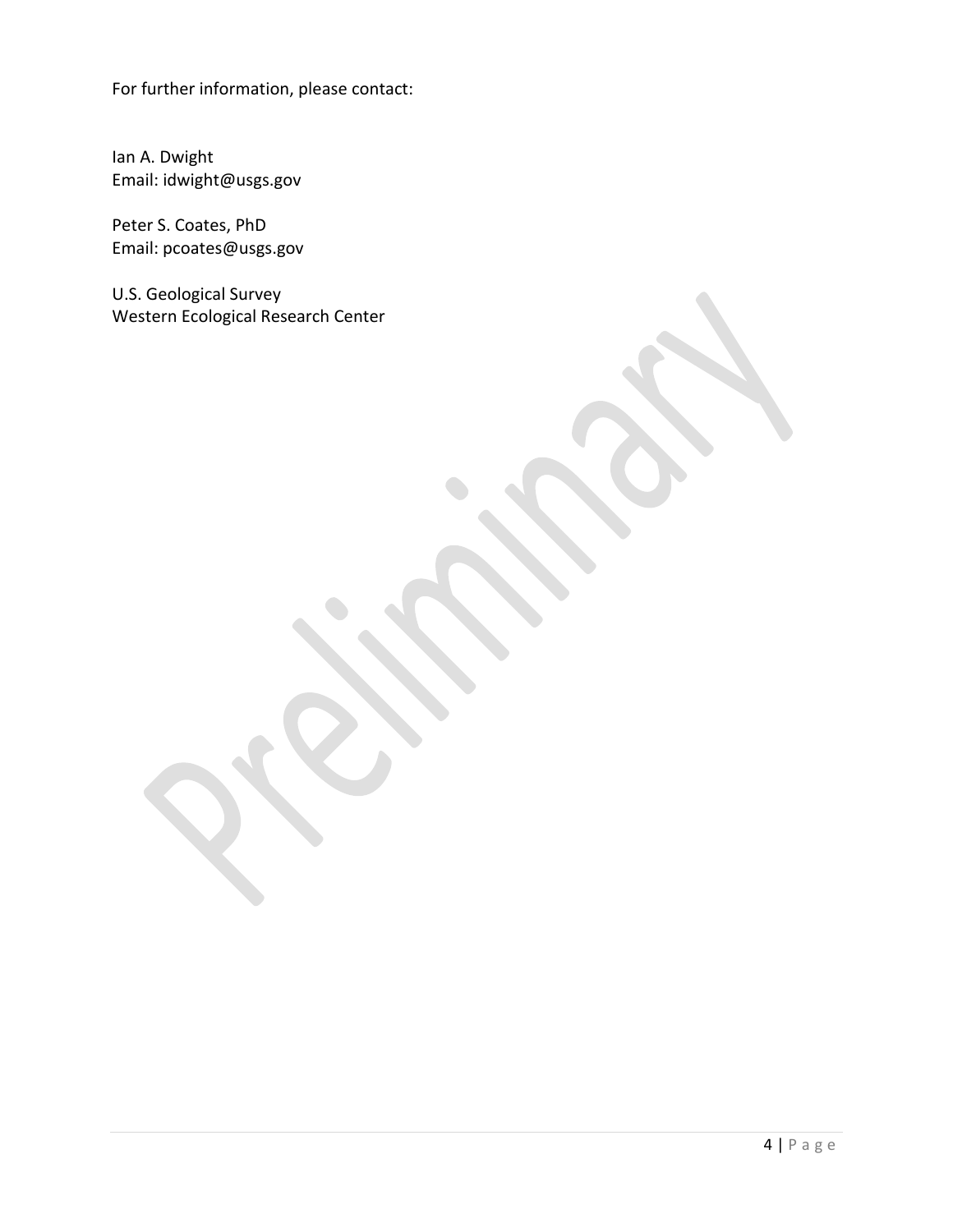For further information, please contact:

Ian A. Dwight
Email: idwight@usgs.gov

Peter S. Coates, PhD
Email: pcoates@usgs.gov

U.S. Geological Survey
Western Ecological Research Center